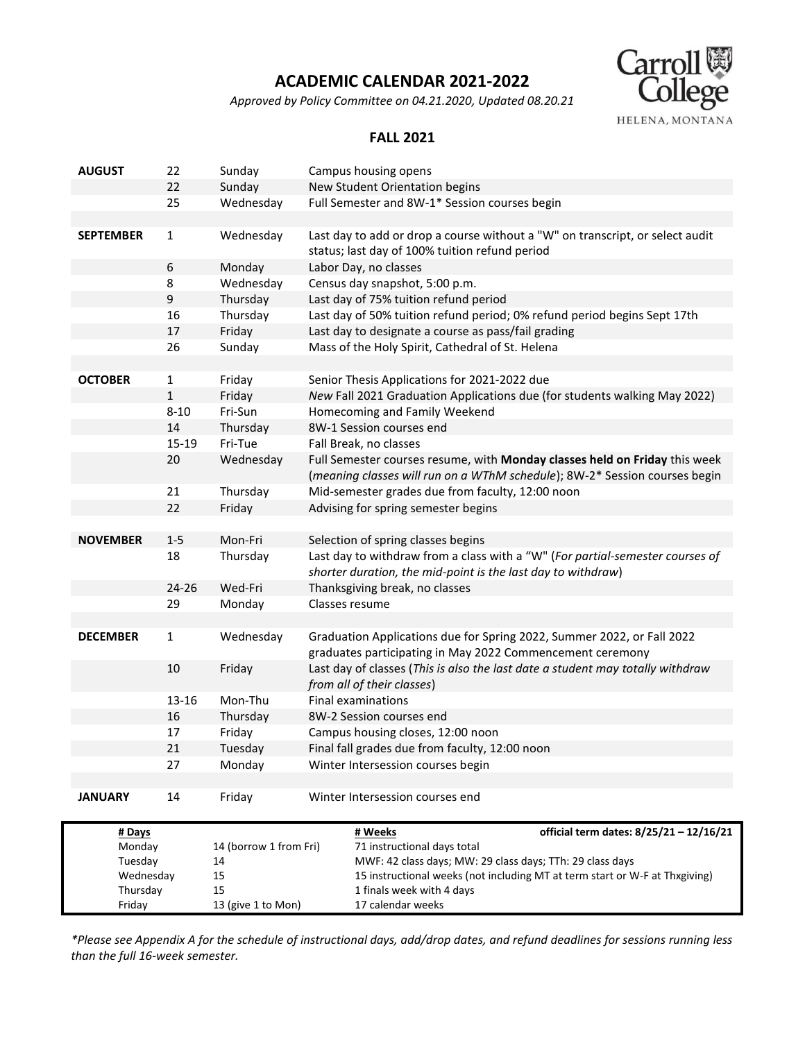# ACADEMIC CALENDAR 2021-2022

*Approved by Policy Committee on 04.21.2020, Updated 08.20.21*

Carroll College
HELENA, MONTANA

## FALL 2021

| Month | Date | Day | Event |
|---|---|---|---|
| **AUGUST** | 22 | Sunday | Campus housing opens |
| | 22 | Sunday | New Student Orientation begins |
| | 25 | Wednesday | Full Semester and 8W-1* Session courses begin |
| | | | |
| **SEPTEMBER** | 1 | Wednesday | Last day to add or drop a course without a "W" on transcript, or select audit status; last day of 100% tuition refund period |
| | 6 | Monday | Labor Day, no classes |
| | 8 | Wednesday | Census day snapshot, 5:00 p.m. |
| | 9 | Thursday | Last day of 75% tuition refund period |
| | 16 | Thursday | Last day of 50% tuition refund period; 0% refund period begins Sept 17th |
| | 17 | Friday | Last day to designate a course as pass/fail grading |
| | 26 | Sunday | Mass of the Holy Spirit, Cathedral of St. Helena |
| | | | |
| **OCTOBER** | 1 | Friday | Senior Thesis Applications for 2021-2022 due |
| | 1 | Friday | *New* Fall 2021 Graduation Applications due (for students walking May 2022) |
| | 8-10 | Fri-Sun | Homecoming and Family Weekend |
| | 14 | Thursday | 8W-1 Session courses end |
| | 15-19 | Fri-Tue | Fall Break, no classes |
| | 20 | Wednesday | Full Semester courses resume, with **Monday classes held on Friday** this week (*meaning classes will run on a WThM schedule*); 8W-2* Session courses begin |
| | 21 | Thursday | Mid-semester grades due from faculty, 12:00 noon |
| | 22 | Friday | Advising for spring semester begins |
| | | | |
| **NOVEMBER** | 1-5 | Mon-Fri | Selection of spring classes begins |
| | 18 | Thursday | Last day to withdraw from a class with a "W" (*For partial-semester courses of shorter duration, the mid-point is the last day to withdraw*) |
| | 24-26 | Wed-Fri | Thanksgiving break, no classes |
| | 29 | Monday | Classes resume |
| | | | |
| **DECEMBER** | 1 | Wednesday | Graduation Applications due for Spring 2022, Summer 2022, or Fall 2022 graduates participating in May 2022 Commencement ceremony |
| | 10 | Friday | Last day of classes (*This is also the last date a student may totally withdraw from all of their classes*) |
| | 13-16 | Mon-Thu | Final examinations |
| | 16 | Thursday | 8W-2 Session courses end |
| | 17 | Friday | Campus housing closes, 12:00 noon |
| | 21 | Tuesday | Final fall grades due from faculty, 12:00 noon |
| | 27 | Monday | Winter Intersession courses begin |
| | | | |
| **JANUARY** | 14 | Friday | Winter Intersession courses end |

| **# Days** | | **# Weeks** | **official term dates: 8/25/21 – 12/16/21** |
|---|---|---|---|
| Monday | 14 (borrow 1 from Fri) | 71 instructional days total | |
| Tuesday | 14 | MWF: 42 class days; MW: 29 class days; TTh: 29 class days | |
| Wednesday | 15 | 15 instructional weeks (not including MT at term start or W-F at Thxgiving) | |
| Thursday | 15 | 1 finals week with 4 days | |
| Friday | 13 (give 1 to Mon) | 17 calendar weeks | |

*\*Please see Appendix A for the schedule of instructional days, add/drop dates, and refund deadlines for sessions running less than the full 16-week semester.*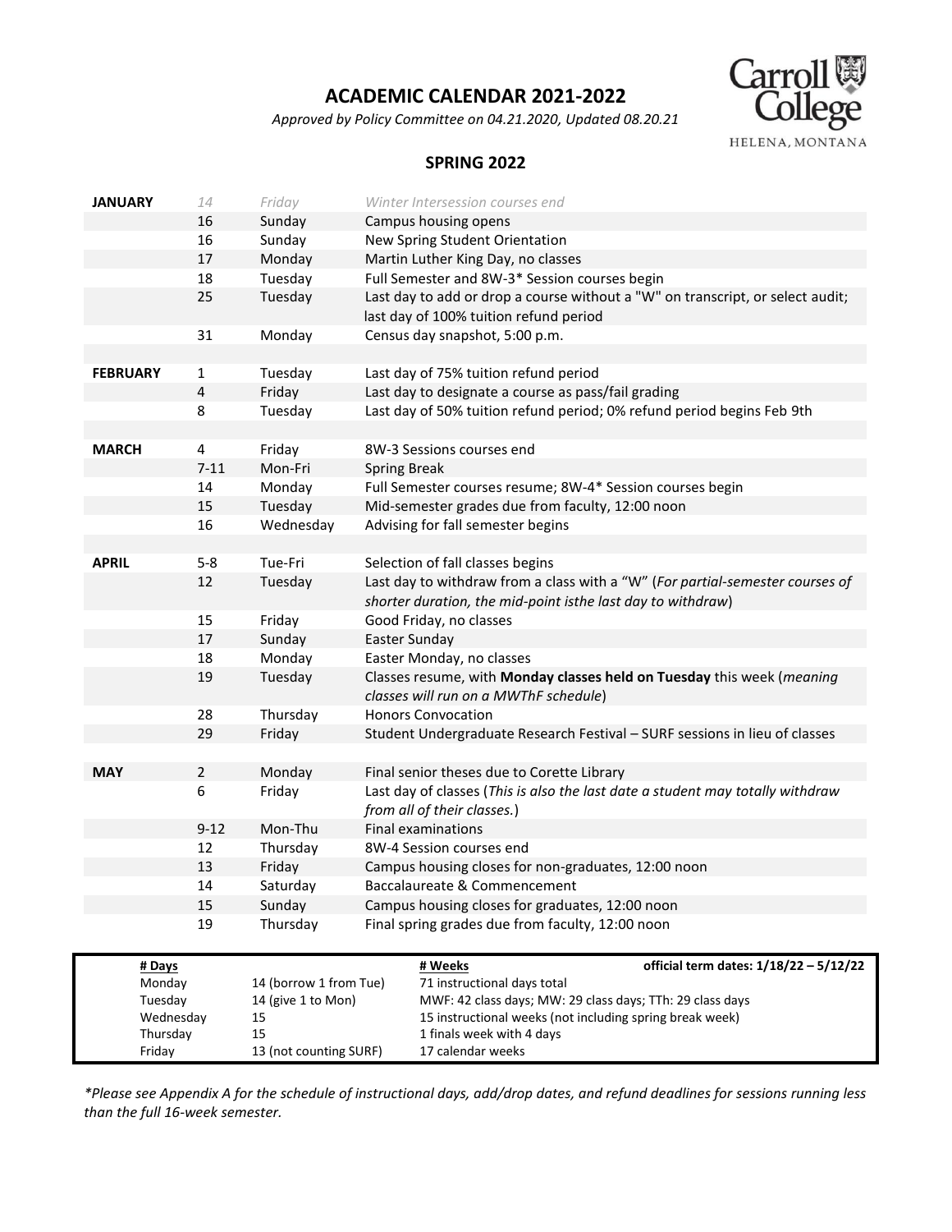# ACADEMIC CALENDAR 2021-2022

*Approved by Policy Committee on 04.21.2020, Updated 08.20.21*

Carroll College
HELENA, MONTANA

## SPRING 2022

| | | | |
|---|---|---|---|
| **JANUARY** | 14 | Friday | Winter Intersession courses end |
| | 16 | Sunday | Campus housing opens |
| | 16 | Sunday | New Spring Student Orientation |
| | 17 | Monday | Martin Luther King Day, no classes |
| | 18 | Tuesday | Full Semester and 8W-3* Session courses begin |
| | 25 | Tuesday | Last day to add or drop a course without a "W" on transcript, or select audit; last day of 100% tuition refund period |
| | 31 | Monday | Census day snapshot, 5:00 p.m. |
| | | | |
| **FEBRUARY** | 1 | Tuesday | Last day of 75% tuition refund period |
| | 4 | Friday | Last day to designate a course as pass/fail grading |
| | 8 | Tuesday | Last day of 50% tuition refund period; 0% refund period begins Feb 9th |
| | | | |
| **MARCH** | 4 | Friday | 8W-3 Sessions courses end |
| | 7-11 | Mon-Fri | Spring Break |
| | 14 | Monday | Full Semester courses resume; 8W-4* Session courses begin |
| | 15 | Tuesday | Mid-semester grades due from faculty, 12:00 noon |
| | 16 | Wednesday | Advising for fall semester begins |
| | | | |
| **APRIL** | 5-8 | Tue-Fri | Selection of fall classes begins |
| | 12 | Tuesday | Last day to withdraw from a class with a "W" (*For partial-semester courses of shorter duration, the mid-point isthe last day to withdraw*) |
| | 15 | Friday | Good Friday, no classes |
| | 17 | Sunday | Easter Sunday |
| | 18 | Monday | Easter Monday, no classes |
| | 19 | Tuesday | Classes resume, with **Monday classes held on Tuesday** this week (*meaning classes will run on a MWThF schedule*) |
| | 28 | Thursday | Honors Convocation |
| | 29 | Friday | Student Undergraduate Research Festival – SURF sessions in lieu of classes |
| | | | |
| **MAY** | 2 | Monday | Final senior theses due to Corette Library |
| | 6 | Friday | Last day of classes (*This is also the last date a student may totally withdraw from all of their classes.*) |
| | 9-12 | Mon-Thu | Final examinations |
| | 12 | Thursday | 8W-4 Session courses end |
| | 13 | Friday | Campus housing closes for non-graduates, 12:00 noon |
| | 14 | Saturday | Baccalaureate & Commencement |
| | 15 | Sunday | Campus housing closes for graduates, 12:00 noon |
| | 19 | Thursday | Final spring grades due from faculty, 12:00 noon |

| **# Days** | | **# Weeks** | **official term dates: 1/18/22 – 5/12/22** |
|---|---|---|---|
| Monday | 14 (borrow 1 from Tue) | 71 instructional days total | |
| Tuesday | 14 (give 1 to Mon) | MWF: 42 class days; MW: 29 class days; TTh: 29 class days | |
| Wednesday | 15 | 15 instructional weeks (not including spring break week) | |
| Thursday | 15 | 1 finals week with 4 days | |
| Friday | 13 (not counting SURF) | 17 calendar weeks | |

*\*Please see Appendix A for the schedule of instructional days, add/drop dates, and refund deadlines for sessions running less than the full 16-week semester.*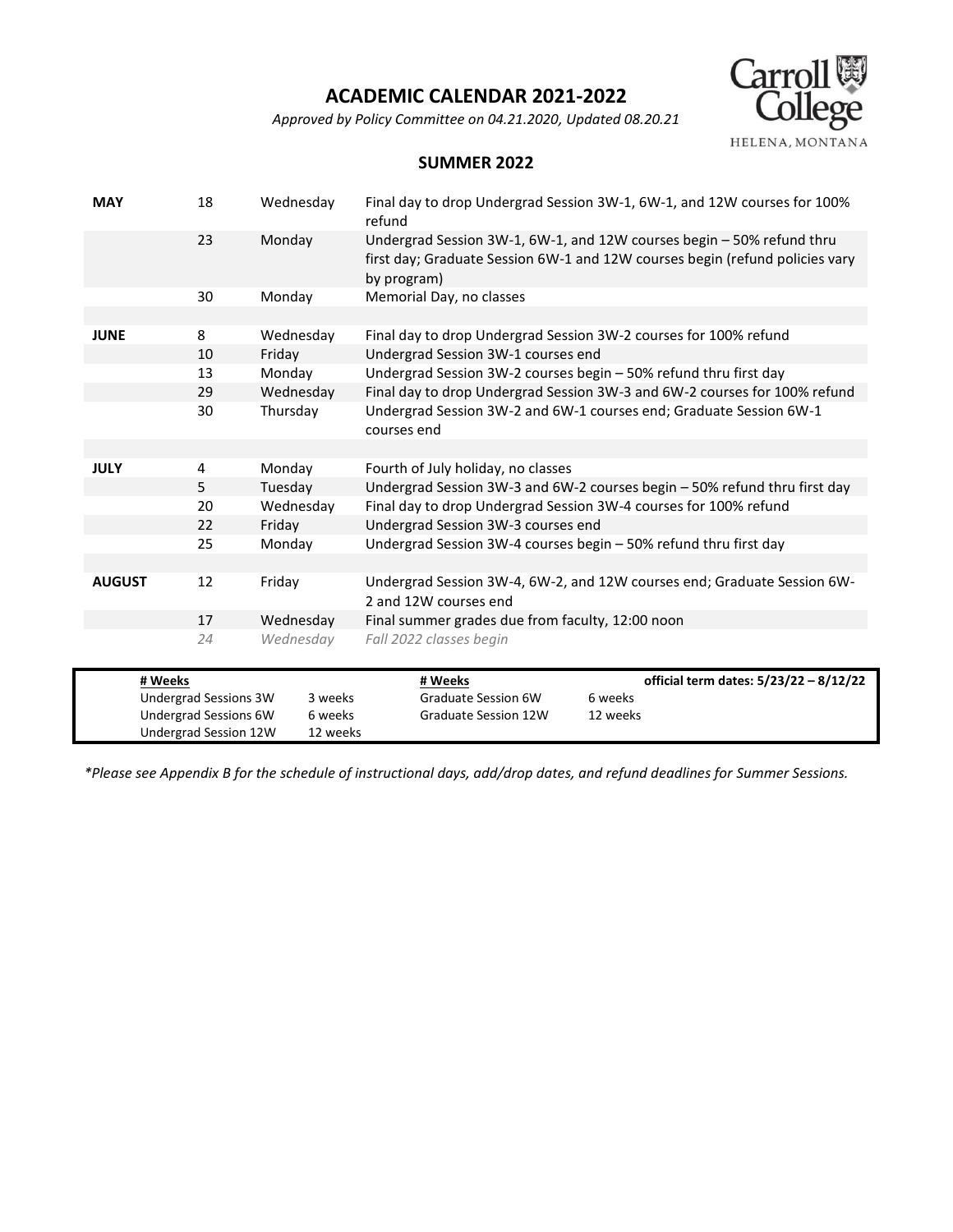# ACADEMIC CALENDAR 2021-2022

*Approved by Policy Committee on 04.21.2020, Updated 08.20.21*

## SUMMER 2022

| | | | |
|---|---|---|---|
| **MAY** | 18 | Wednesday | Final day to drop Undergrad Session 3W-1, 6W-1, and 12W courses for 100% refund |
| | 23 | Monday | Undergrad Session 3W-1, 6W-1, and 12W courses begin – 50% refund thru first day; Graduate Session 6W-1 and 12W courses begin (refund policies vary by program) |
| | 30 | Monday | Memorial Day, no classes |
| | | | |
| **JUNE** | 8 | Wednesday | Final day to drop Undergrad Session 3W-2 courses for 100% refund |
| | 10 | Friday | Undergrad Session 3W-1 courses end |
| | 13 | Monday | Undergrad Session 3W-2 courses begin – 50% refund thru first day |
| | 29 | Wednesday | Final day to drop Undergrad Session 3W-3 and 6W-2 courses for 100% refund |
| | 30 | Thursday | Undergrad Session 3W-2 and 6W-1 courses end; Graduate Session 6W-1 courses end |
| | | | |
| **JULY** | 4 | Monday | Fourth of July holiday, no classes |
| | 5 | Tuesday | Undergrad Session 3W-3 and 6W-2 courses begin – 50% refund thru first day |
| | 20 | Wednesday | Final day to drop Undergrad Session 3W-4 courses for 100% refund |
| | 22 | Friday | Undergrad Session 3W-3 courses end |
| | 25 | Monday | Undergrad Session 3W-4 courses begin – 50% refund thru first day |
| | | | |
| **AUGUST** | 12 | Friday | Undergrad Session 3W-4, 6W-2, and 12W courses end; Graduate Session 6W-2 and 12W courses end |
| | 17 | Wednesday | Final summer grades due from faculty, 12:00 noon |
| | *24* | *Wednesday* | *Fall 2022 classes begin* |

| **# Weeks** | | **# Weeks** | | **official term dates: 5/23/22 – 8/12/22** |
|---|---|---|---|---|
| Undergrad Sessions 3W | 3 weeks | Graduate Session 6W | 6 weeks | |
| Undergrad Sessions 6W | 6 weeks | Graduate Session 12W | 12 weeks | |
| Undergrad Session 12W | 12 weeks | | | |

*\*Please see Appendix B for the schedule of instructional days, add/drop dates, and refund deadlines for Summer Sessions.*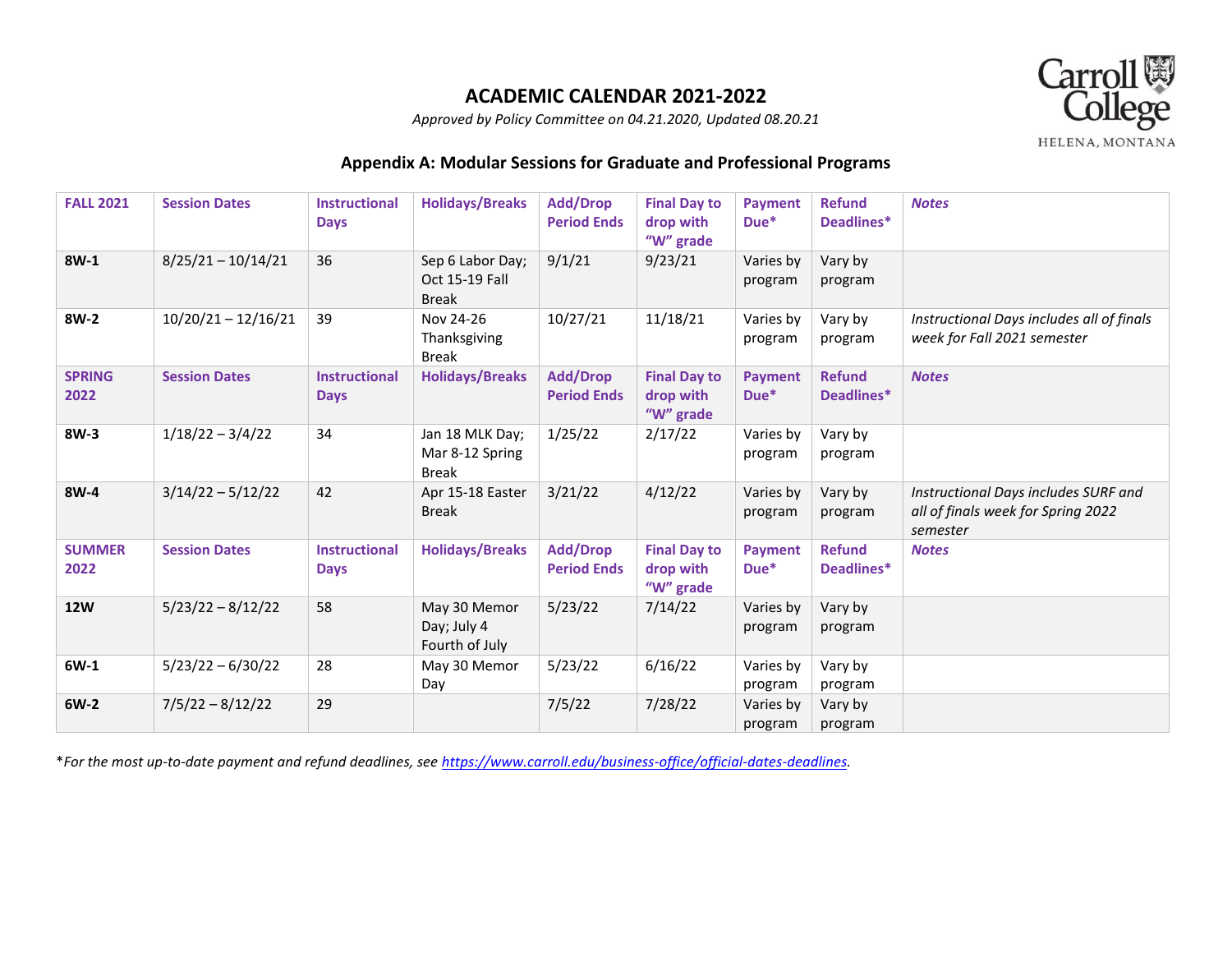# ACADEMIC CALENDAR 2021-2022

*Approved by Policy Committee on 04.21.2020, Updated 08.20.21*

Carroll College
HELENA, MONTANA

## Appendix A: Modular Sessions for Graduate and Professional Programs

| FALL 2021 | Session Dates | Instructional Days | Holidays/Breaks | Add/Drop Period Ends | Final Day to drop with "W" grade | Payment Due* | Refund Deadlines* | Notes |
|---|---|---|---|---|---|---|---|---|
| **8W-1** | 8/25/21 – 10/14/21 | 36 | Sep 6 Labor Day; Oct 15-19 Fall Break | 9/1/21 | 9/23/21 | Varies by program | Vary by program | |
| **8W-2** | 10/20/21 – 12/16/21 | 39 | Nov 24-26 Thanksgiving Break | 10/27/21 | 11/18/21 | Varies by program | Vary by program | *Instructional Days includes all of finals week for Fall 2021 semester* |
| **SPRING 2022** | **Session Dates** | **Instructional Days** | **Holidays/Breaks** | **Add/Drop Period Ends** | **Final Day to drop with "W" grade** | **Payment Due*** | **Refund Deadlines*** | ***Notes*** |
| **8W-3** | 1/18/22 – 3/4/22 | 34 | Jan 18 MLK Day; Mar 8-12 Spring Break | 1/25/22 | 2/17/22 | Varies by program | Vary by program | |
| **8W-4** | 3/14/22 – 5/12/22 | 42 | Apr 15-18 Easter Break | 3/21/22 | 4/12/22 | Varies by program | Vary by program | *Instructional Days includes SURF and all of finals week for Spring 2022 semester* |
| **SUMMER 2022** | **Session Dates** | **Instructional Days** | **Holidays/Breaks** | **Add/Drop Period Ends** | **Final Day to drop with "W" grade** | **Payment Due*** | **Refund Deadlines*** | ***Notes*** |
| **12W** | 5/23/22 – 8/12/22 | 58 | May 30 Memor Day; July 4 Fourth of July | 5/23/22 | 7/14/22 | Varies by program | Vary by program | |
| **6W-1** | 5/23/22 – 6/30/22 | 28 | May 30 Memor Day | 5/23/22 | 6/16/22 | Varies by program | Vary by program | |
| **6W-2** | 7/5/22 – 8/12/22 | 29 | | 7/5/22 | 7/28/22 | Varies by program | Vary by program | |

**For the most up-to-date payment and refund deadlines, see https://www.carroll.edu/business-office/official-dates-deadlines.*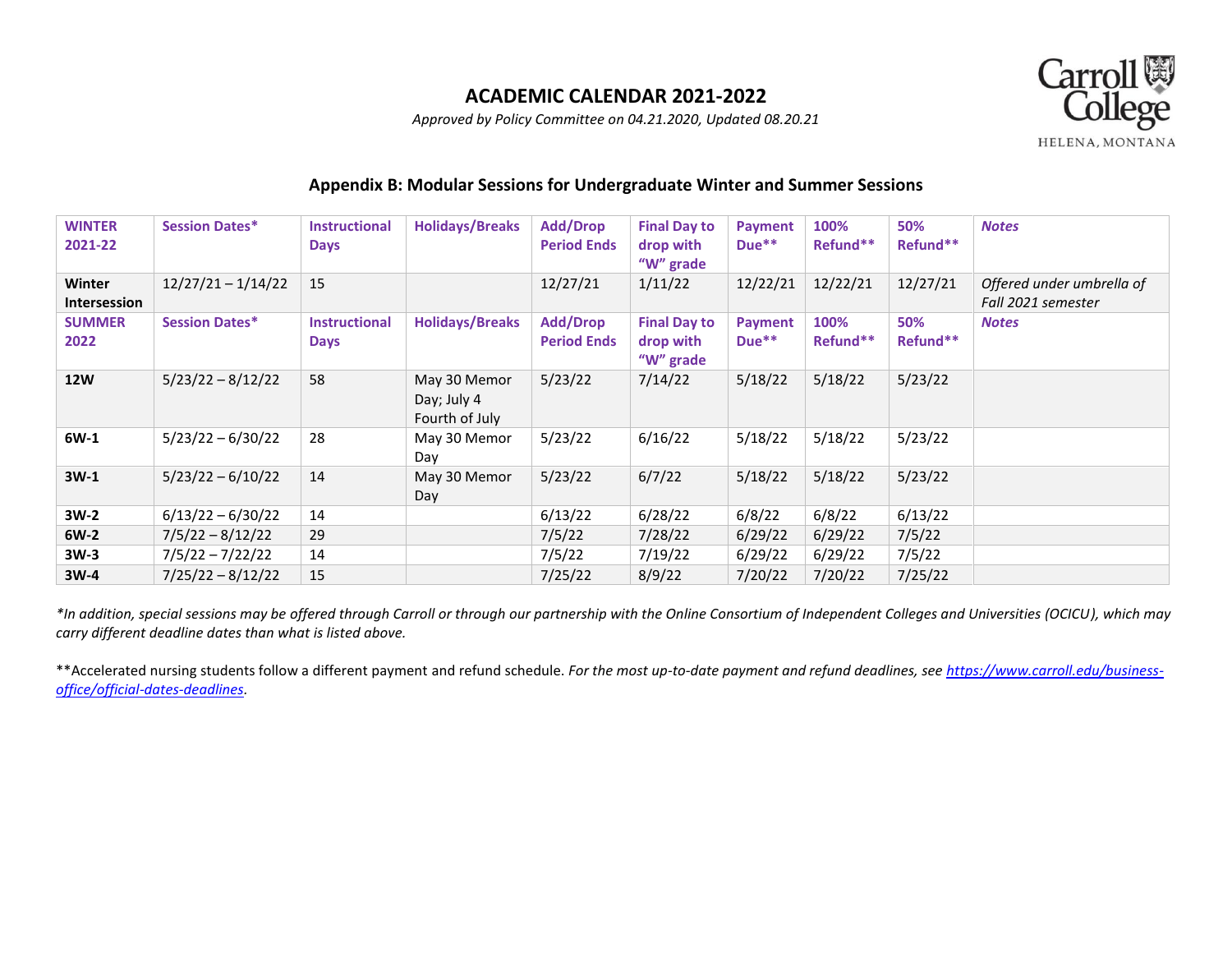# ACADEMIC CALENDAR 2021-2022

*Approved by Policy Committee on 04.21.2020, Updated 08.20.21*

Carroll College
HELENA, MONTANA

## Appendix B: Modular Sessions for Undergraduate Winter and Summer Sessions

| WINTER 2021-22 | Session Dates* | Instructional Days | Holidays/Breaks | Add/Drop Period Ends | Final Day to drop with "W" grade | Payment Due** | 100% Refund** | 50% Refund** | *Notes* |
|---|---|---|---|---|---|---|---|---|---|
| **Winter Intersession** | 12/27/21 – 1/14/22 | 15 | | 12/27/21 | 1/11/22 | 12/22/21 | 12/22/21 | 12/27/21 | *Offered under umbrella of Fall 2021 semester* |
| **SUMMER 2022** | **Session Dates*** | **Instructional Days** | **Holidays/Breaks** | **Add/Drop Period Ends** | **Final Day to drop with "W" grade** | **Payment Due**** | **100% Refund**** | **50% Refund**** | ***Notes*** |
| **12W** | 5/23/22 – 8/12/22 | 58 | May 30 Memor Day; July 4 Fourth of July | 5/23/22 | 7/14/22 | 5/18/22 | 5/18/22 | 5/23/22 | |
| **6W-1** | 5/23/22 – 6/30/22 | 28 | May 30 Memor Day | 5/23/22 | 6/16/22 | 5/18/22 | 5/18/22 | 5/23/22 | |
| **3W-1** | 5/23/22 – 6/10/22 | 14 | May 30 Memor Day | 5/23/22 | 6/7/22 | 5/18/22 | 5/18/22 | 5/23/22 | |
| **3W-2** | 6/13/22 – 6/30/22 | 14 | | 6/13/22 | 6/28/22 | 6/8/22 | 6/8/22 | 6/13/22 | |
| **6W-2** | 7/5/22 – 8/12/22 | 29 | | 7/5/22 | 7/28/22 | 6/29/22 | 6/29/22 | 7/5/22 | |
| **3W-3** | 7/5/22 – 7/22/22 | 14 | | 7/5/22 | 7/19/22 | 6/29/22 | 6/29/22 | 7/5/22 | |
| **3W-4** | 7/25/22 – 8/12/22 | 15 | | 7/25/22 | 8/9/22 | 7/20/22 | 7/20/22 | 7/25/22 | |

**In addition, special sessions may be offered through Carroll or through our partnership with the Online Consortium of Independent Colleges and Universities (OCICU), which may carry different deadline dates than what is listed above.*

**Accelerated nursing students follow a different payment and refund schedule. *For the most up-to-date payment and refund deadlines, see [https://www.carroll.edu/business-office/official-dates-deadlines](https://www.carroll.edu/business-office/official-dates-deadlines).*